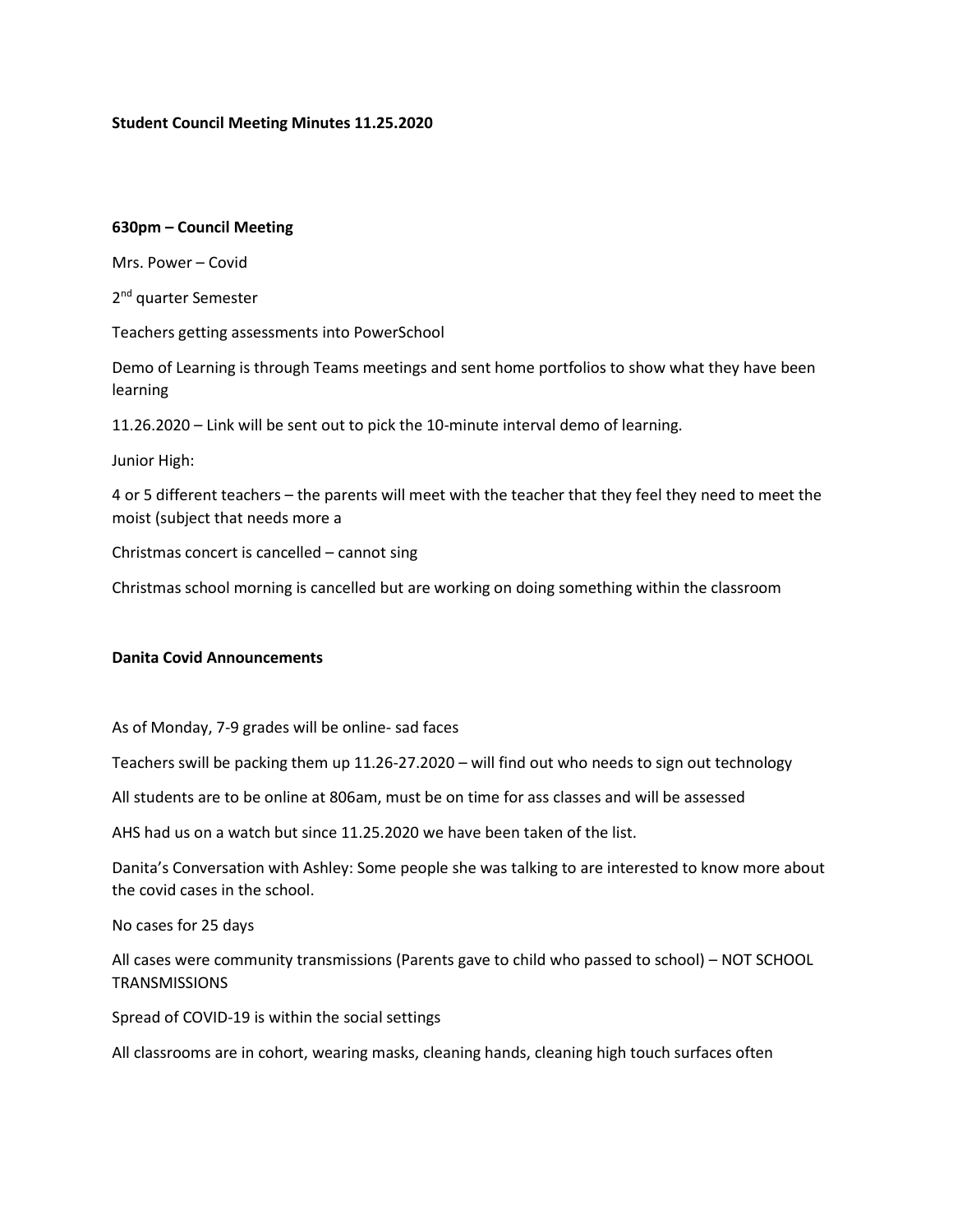**Student Council Meeting Minutes 11.25.2020**

**630pm – Council Meeting**

Mrs. Power – Covid

2nd quarter Semester

Teachers getting assessments into PowerSchool

Demo of Learning is through Teams meetings and sent home portfolios to show what they have been learning

11.26.2020 – Link will be sent out to pick the 10-minute interval demo of learning.

Junior High:

4 or 5 different teachers – the parents will meet with the teacher that they feel they need to meet the moist (subject that needs more a

Christmas concert is cancelled – cannot sing

Christmas school morning is cancelled but are working on doing something within the classroom

**Danita Covid Announcements**

As of Monday, 7-9 grades will be online- sad faces

Teachers swill be packing them up 11.26-27.2020 – will find out who needs to sign out technology

All students are to be online at 806am, must be on time for ass classes and will be assessed

AHS had us on a watch but since 11.25.2020 we have been taken of the list.

Danita's Conversation with Ashley: Some people she was talking to are interested to know more about the covid cases in the school.

No cases for 25 days

All cases were community transmissions (Parents gave to child who passed to school) – NOT SCHOOL TRANSMISSIONS

Spread of COVID-19 is within the social settings

All classrooms are in cohort, wearing masks, cleaning hands, cleaning high touch surfaces often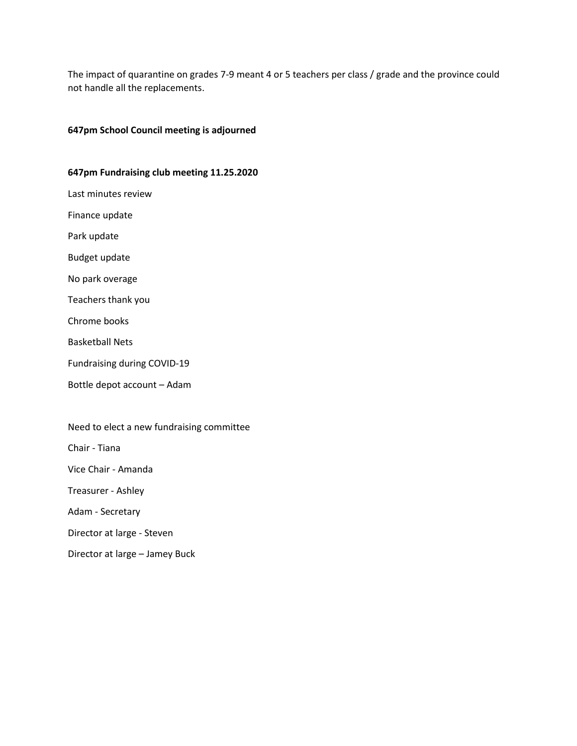The impact of quarantine on grades 7-9 meant 4 or 5 teachers per class / grade and the province could not handle all the replacements.

**647pm School Council meeting is adjourned**

**647pm Fundraising club meeting 11.25.2020**

Last minutes review

Finance update

Park update

Budget update

No park overage

Teachers thank you

Chrome books

Basketball Nets

Fundraising during COVID-19

Bottle depot account – Adam

Need to elect a new fundraising committee

Chair - Tiana

Vice Chair - Amanda

Treasurer - Ashley

Adam - Secretary

Director at large - Steven

Director at large – Jamey Buck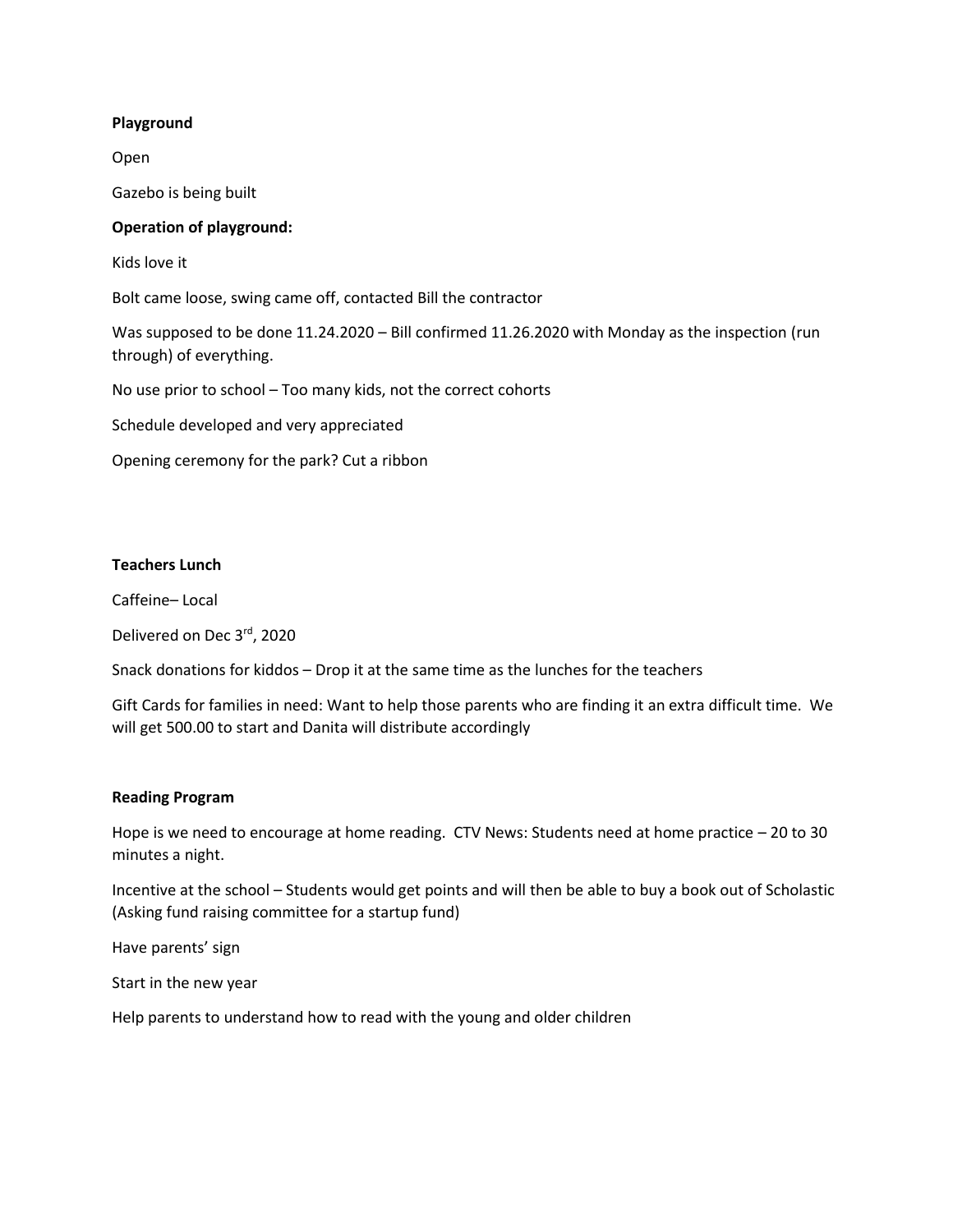**Playground**

Open

Gazebo is being built

**Operation of playground:**

Kids love it

Bolt came loose, swing came off, contacted Bill the contractor

Was supposed to be done 11.24.2020 – Bill confirmed 11.26.2020 with Monday as the inspection (run through) of everything.

No use prior to school – Too many kids, not the correct cohorts

Schedule developed and very appreciated

Opening ceremony for the park? Cut a ribbon

**Teachers Lunch**

Caffeine– Local

Delivered on Dec 3rd, 2020

Snack donations for kiddos – Drop it at the same time as the lunches for the teachers

Gift Cards for families in need: Want to help those parents who are finding it an extra difficult time. We will get 500.00 to start and Danita will distribute accordingly

**Reading Program**

Hope is we need to encourage at home reading. CTV News: Students need at home practice – 20 to 30 minutes a night.

Incentive at the school – Students would get points and will then be able to buy a book out of Scholastic (Asking fund raising committee for a startup fund)

Have parents' sign

Start in the new year

Help parents to understand how to read with the young and older children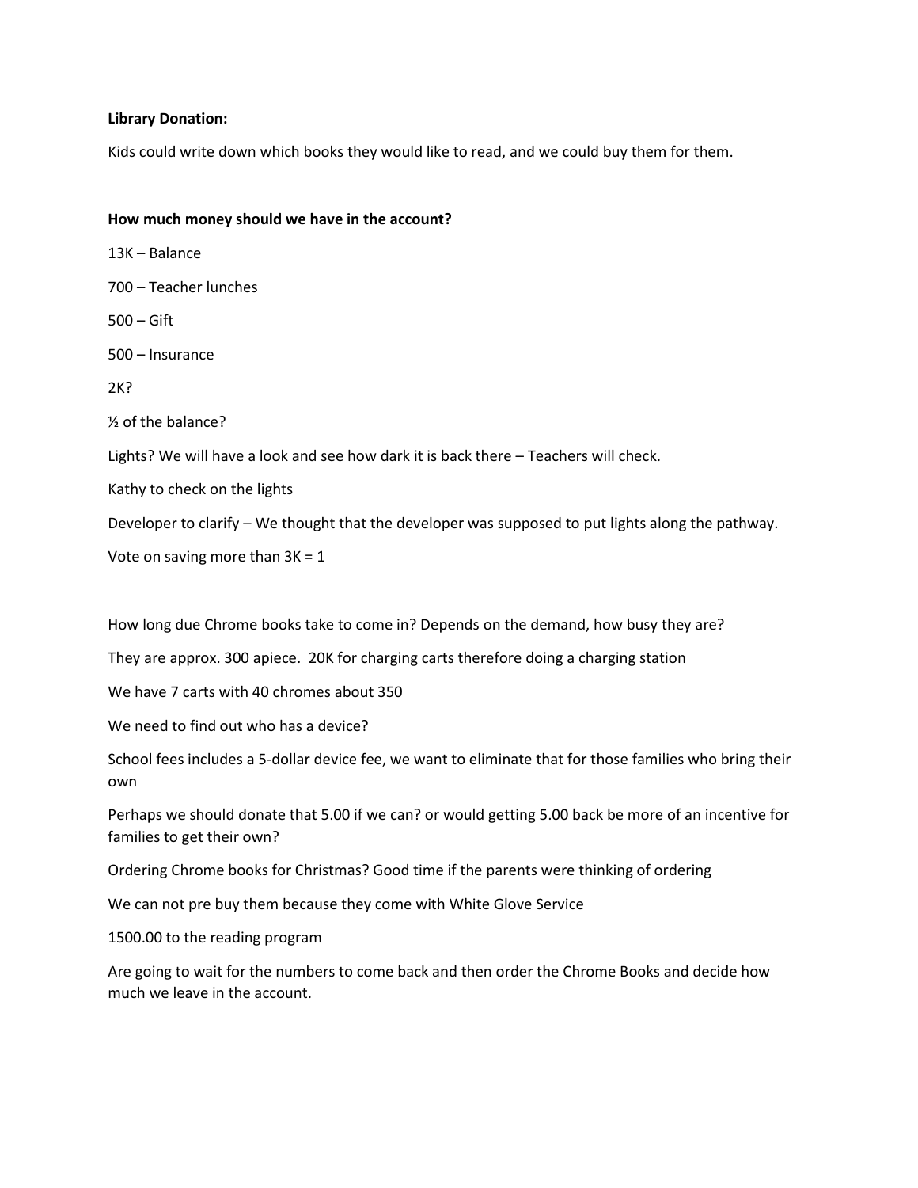**Library Donation:**

Kids could write down which books they would like to read, and we could buy them for them.

**How much money should we have in the account?**

13K – Balance

700 – Teacher lunches

500 – Gift

500 – Insurance

2K?

½ of the balance?

Lights? We will have a look and see how dark it is back there – Teachers will check.

Kathy to check on the lights

Developer to clarify – We thought that the developer was supposed to put lights along the pathway.

Vote on saving more than 3K = 1

How long due Chrome books take to come in? Depends on the demand, how busy they are?

They are approx. 300 apiece. 20K for charging carts therefore doing a charging station

We have 7 carts with 40 chromes about 350

We need to find out who has a device?

School fees includes a 5-dollar device fee, we want to eliminate that for those families who bring their own

Perhaps we should donate that 5.00 if we can? or would getting 5.00 back be more of an incentive for families to get their own?

Ordering Chrome books for Christmas? Good time if the parents were thinking of ordering

We can not pre buy them because they come with White Glove Service

1500.00 to the reading program

Are going to wait for the numbers to come back and then order the Chrome Books and decide how much we leave in the account.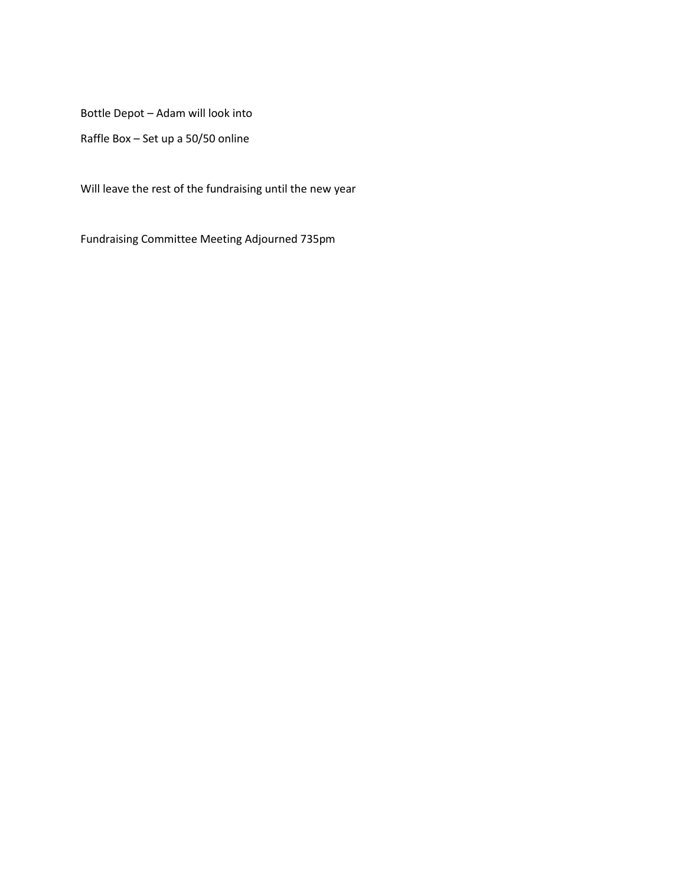Bottle Depot – Adam will look into

Raffle Box – Set up a 50/50 online

Will leave the rest of the fundraising until the new year

Fundraising Committee Meeting Adjourned 735pm